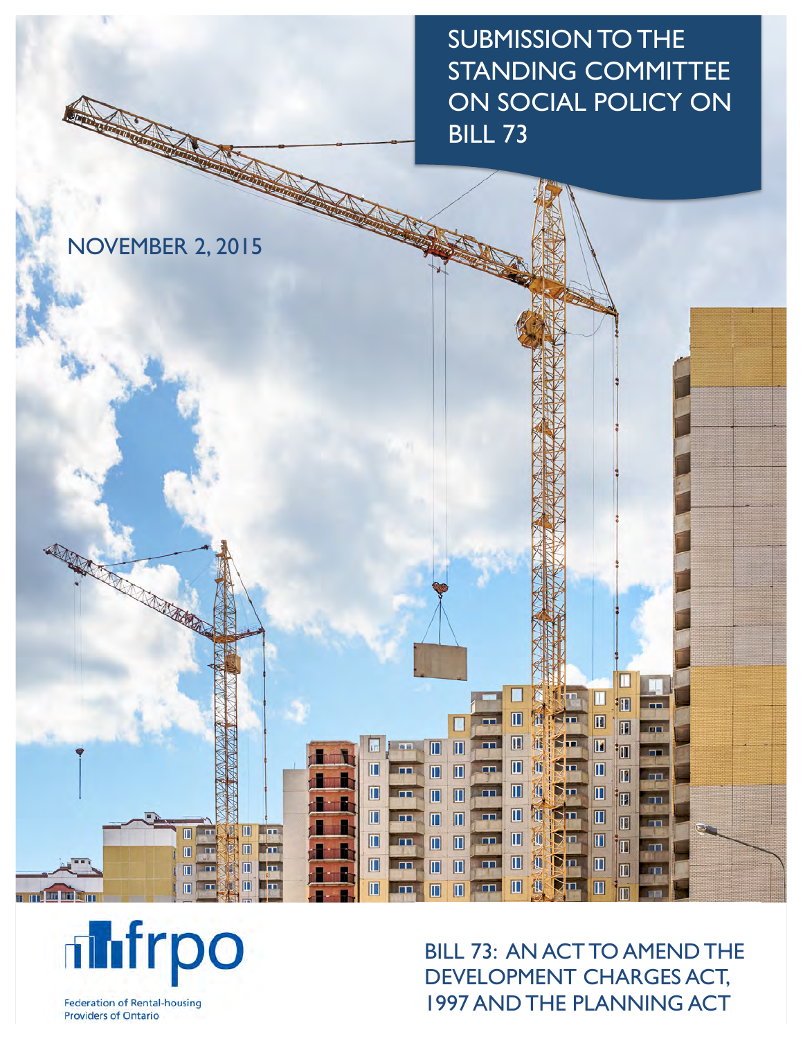# SUBMISSION TO THE STANDING COMMITTEE ON SOCIAL POLICY ON BILL 73

NOVEMBER 2, 2015

frpo

Federation of Rental-housing Providers of Ontario

## BILL 73: AN ACT TO AMEND THE DEVELOPMENT CHARGES ACT, 1997 AND THE PLANNING ACT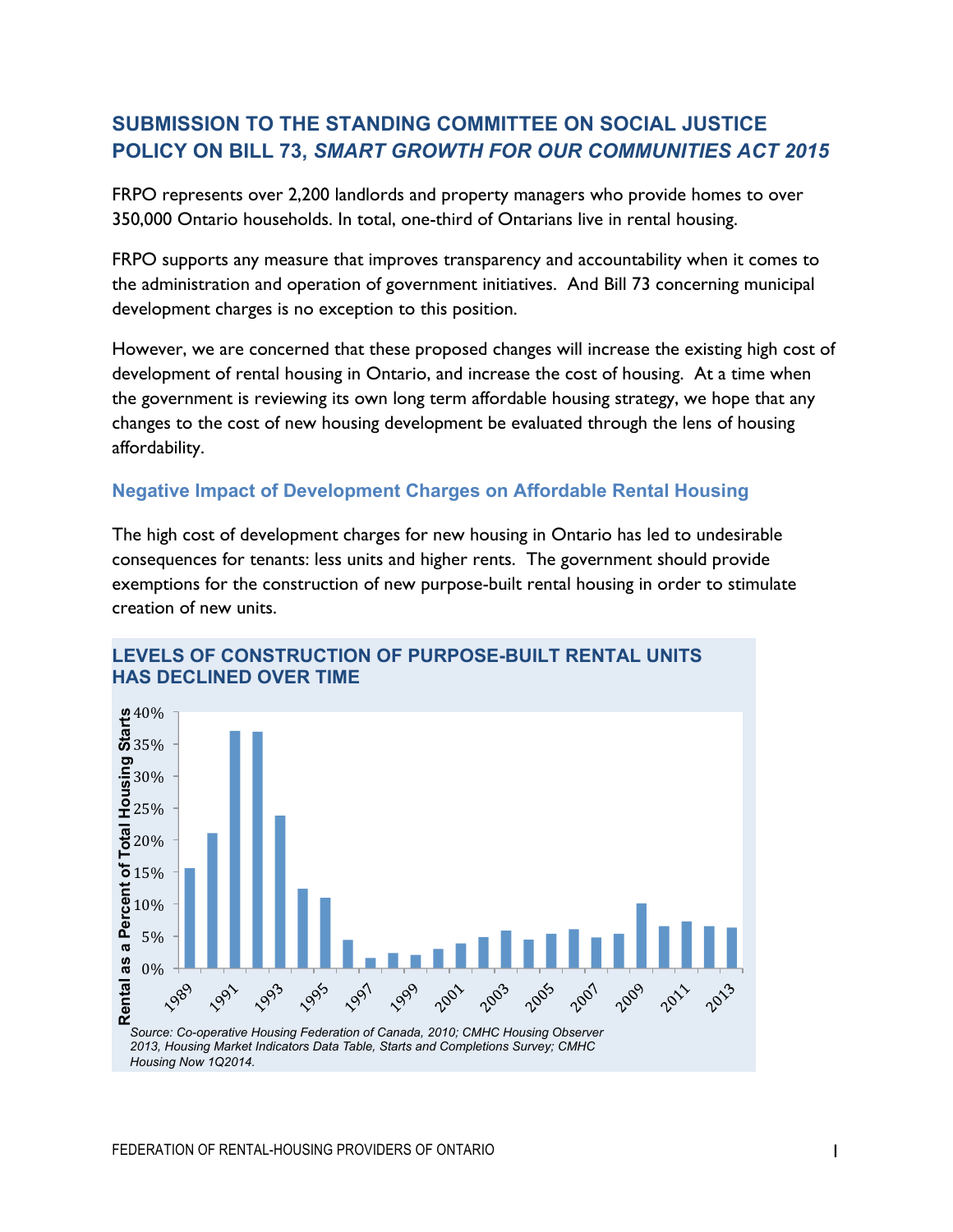## SUBMISSION TO THE STANDING COMMITTEE ON SOCIAL JUSTICE POLICY ON BILL 73, *SMART GROWTH FOR OUR COMMUNITIES ACT 2015*

FRPO represents over 2,200 landlords and property managers who provide homes to over 350,000 Ontario households. In total, one-third of Ontarians live in rental housing.

FRPO supports any measure that improves transparency and accountability when it comes to the administration and operation of government initiatives. And Bill 73 concerning municipal development charges is no exception to this position.

However, we are concerned that these proposed changes will increase the existing high cost of development of rental housing in Ontario, and increase the cost of housing. At a time when the government is reviewing its own long term affordable housing strategy, we hope that any changes to the cost of new housing development be evaluated through the lens of housing affordability.

### Negative Impact of Development Charges on Affordable Rental Housing

The high cost of development charges for new housing in Ontario has led to undesirable consequences for tenants: less units and higher rents. The government should provide exemptions for the construction of new purpose-built rental housing in order to stimulate creation of new units.

**LEVELS OF CONSTRUCTION OF PURPOSE-BUILT RENTAL UNITS HAS DECLINED OVER TIME**

*Source: Co-operative Housing Federation of Canada, 2010; CMHC Housing Observer 2013, Housing Market Indicators Data Table, Starts and Completions Survey; CMHC Housing Now 1Q2014.*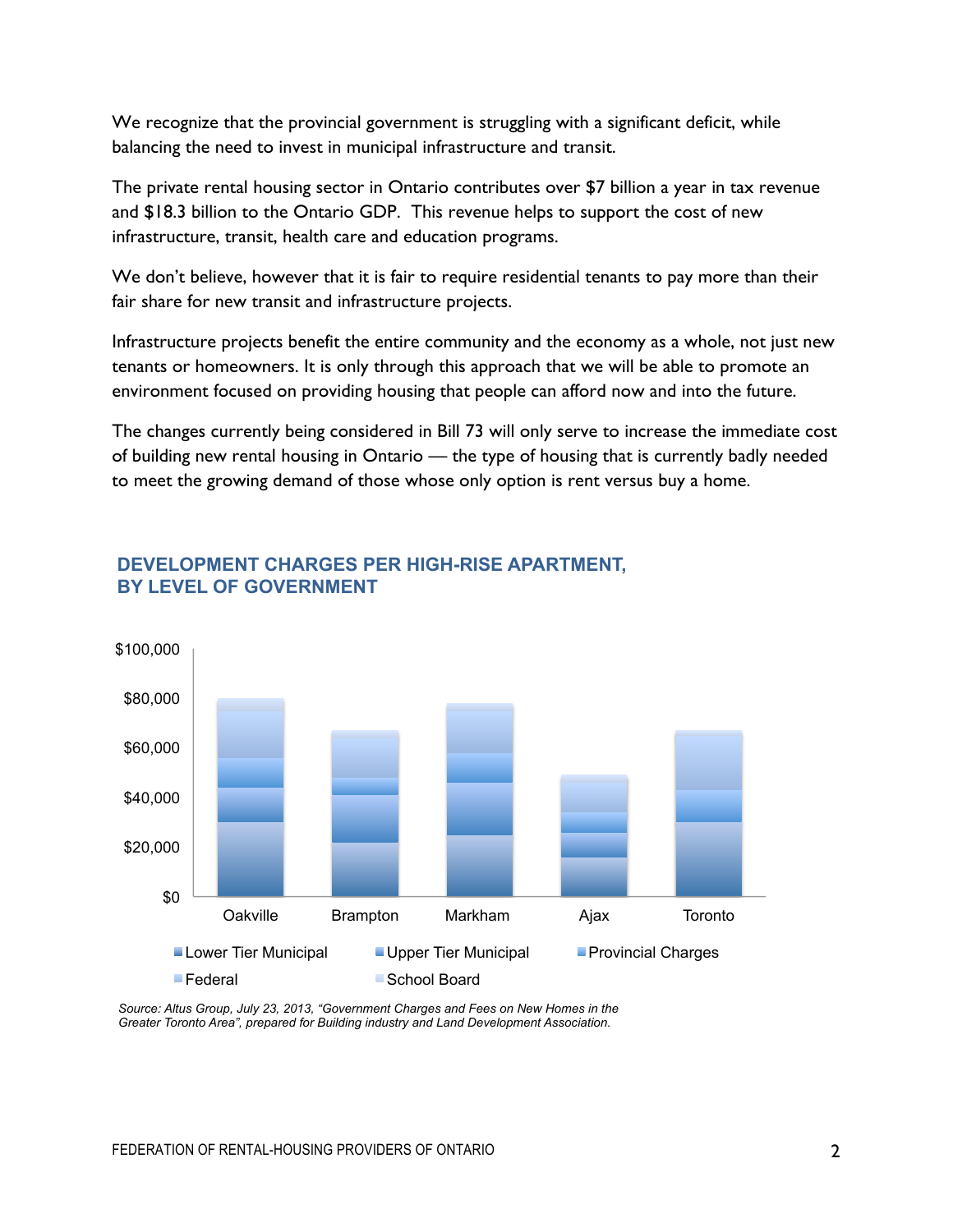We recognize that the provincial government is struggling with a significant deficit, while balancing the need to invest in municipal infrastructure and transit.

The private rental housing sector in Ontario contributes over $7 billion a year in tax revenue and $18.3 billion to the Ontario GDP. This revenue helps to support the cost of new infrastructure, transit, health care and education programs.

We don't believe, however that it is fair to require residential tenants to pay more than their fair share for new transit and infrastructure projects.

Infrastructure projects benefit the entire community and the economy as a whole, not just new tenants or homeowners. It is only through this approach that we will be able to promote an environment focused on providing housing that people can afford now and into the future.

The changes currently being considered in Bill 73 will only serve to increase the immediate cost of building new rental housing in Ontario — the type of housing that is currently badly needed to meet the growing demand of those whose only option is rent versus buy a home.

## DEVELOPMENT CHARGES PER HIGH-RISE APARTMENT, BY LEVEL OF GOVERNMENT

$100,000
$80,000
$60,000
$40,000
$20,000
$0

Oakville Brampton Markham Ajax Toronto

Lower Tier Municipal | Upper Tier Municipal | Provincial Charges | Federal | School Board

*Source: Altus Group, July 23, 2013, "Government Charges and Fees on New Homes in the Greater Toronto Area", prepared for Building industry and Land Development Association.*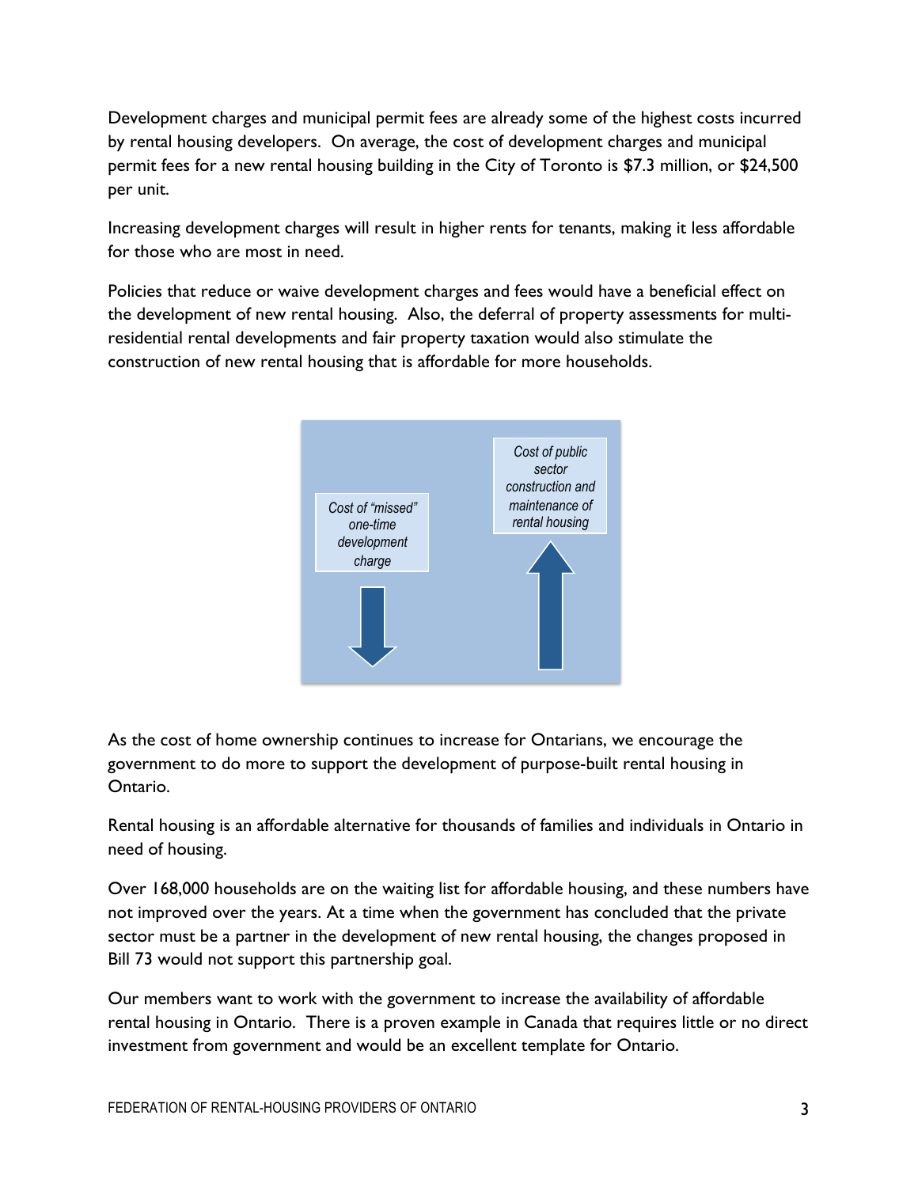Development charges and municipal permit fees are already some of the highest costs incurred by rental housing developers. On average, the cost of development charges and municipal permit fees for a new rental housing building in the City of Toronto is $7.3 million, or $24,500 per unit.

Increasing development charges will result in higher rents for tenants, making it less affordable for those who are most in need.

Policies that reduce or waive development charges and fees would have a beneficial effect on the development of new rental housing. Also, the deferral of property assessments for multi-residential rental developments and fair property taxation would also stimulate the construction of new rental housing that is affordable for more households.

*Cost of "missed" one-time development charge*

*Cost of public sector construction and maintenance of rental housing*

As the cost of home ownership continues to increase for Ontarians, we encourage the government to do more to support the development of purpose-built rental housing in Ontario.

Rental housing is an affordable alternative for thousands of families and individuals in Ontario in need of housing.

Over 168,000 households are on the waiting list for affordable housing, and these numbers have not improved over the years. At a time when the government has concluded that the private sector must be a partner in the development of new rental housing, the changes proposed in Bill 73 would not support this partnership goal.

Our members want to work with the government to increase the availability of affordable rental housing in Ontario. There is a proven example in Canada that requires little or no direct investment from government and would be an excellent template for Ontario.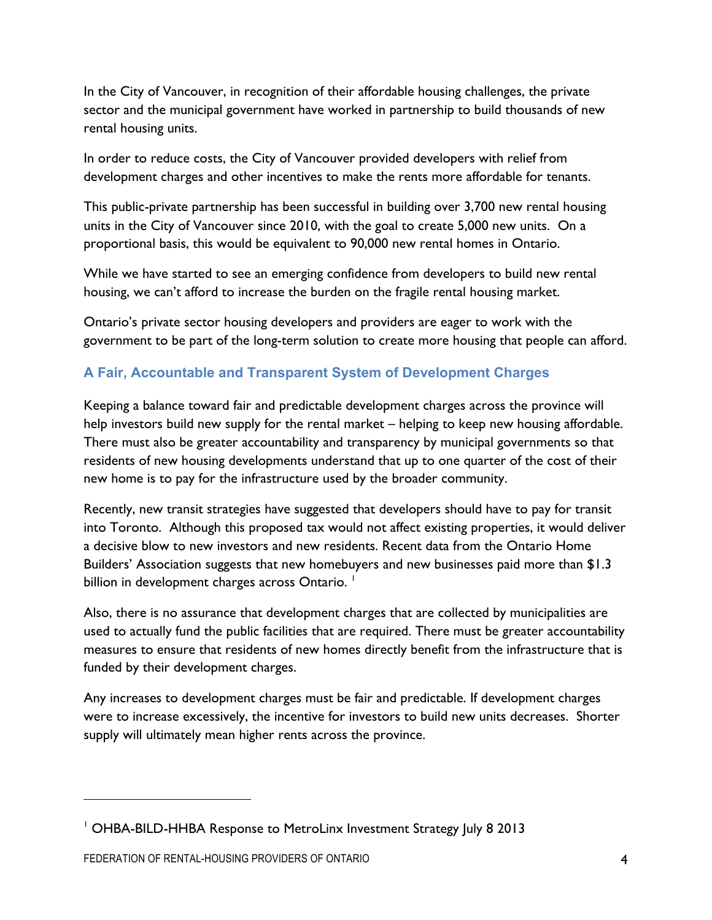In the City of Vancouver, in recognition of their affordable housing challenges, the private sector and the municipal government have worked in partnership to build thousands of new rental housing units.

In order to reduce costs, the City of Vancouver provided developers with relief from development charges and other incentives to make the rents more affordable for tenants.

This public-private partnership has been successful in building over 3,700 new rental housing units in the City of Vancouver since 2010, with the goal to create 5,000 new units. On a proportional basis, this would be equivalent to 90,000 new rental homes in Ontario.

While we have started to see an emerging confidence from developers to build new rental housing, we can't afford to increase the burden on the fragile rental housing market.

Ontario's private sector housing developers and providers are eager to work with the government to be part of the long-term solution to create more housing that people can afford.

### A Fair, Accountable and Transparent System of Development Charges

Keeping a balance toward fair and predictable development charges across the province will help investors build new supply for the rental market – helping to keep new housing affordable. There must also be greater accountability and transparency by municipal governments so that residents of new housing developments understand that up to one quarter of the cost of their new home is to pay for the infrastructure used by the broader community.

Recently, new transit strategies have suggested that developers should have to pay for transit into Toronto. Although this proposed tax would not affect existing properties, it would deliver a decisive blow to new investors and new residents. Recent data from the Ontario Home Builders' Association suggests that new homebuyers and new businesses paid more than $1.3 billion in development charges across Ontario. [1]

Also, there is no assurance that development charges that are collected by municipalities are used to actually fund the public facilities that are required. There must be greater accountability measures to ensure that residents of new homes directly benefit from the infrastructure that is funded by their development charges.

Any increases to development charges must be fair and predictable. If development charges were to increase excessively, the incentive for investors to build new units decreases. Shorter supply will ultimately mean higher rents across the province.

---

[1] OHBA-BILD-HHBA Response to MetroLinx Investment Strategy July 8 2013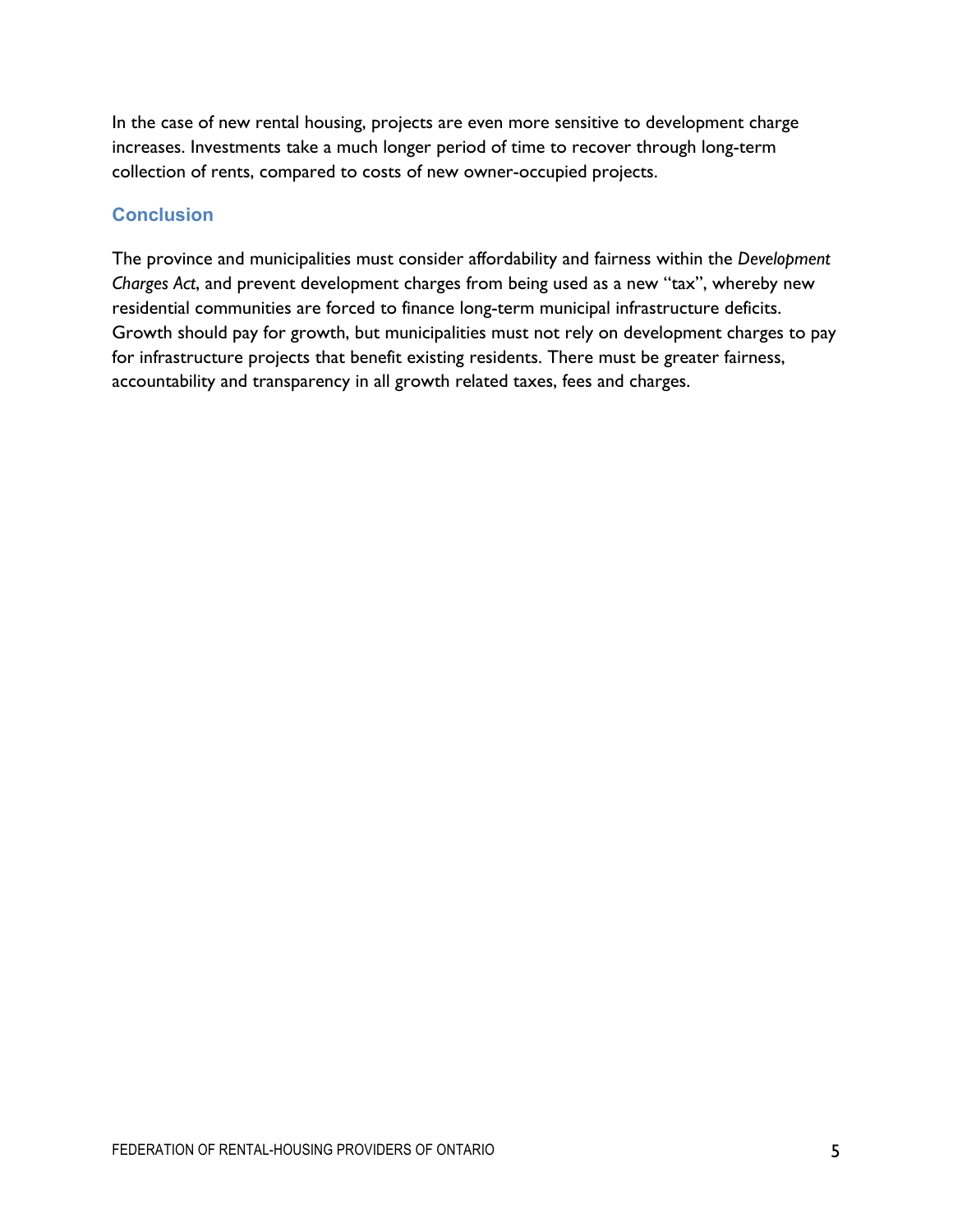In the case of new rental housing, projects are even more sensitive to development charge increases. Investments take a much longer period of time to recover through long-term collection of rents, compared to costs of new owner-occupied projects.

## Conclusion

The province and municipalities must consider affordability and fairness within the *Development Charges Act*, and prevent development charges from being used as a new "tax", whereby new residential communities are forced to finance long-term municipal infrastructure deficits. Growth should pay for growth, but municipalities must not rely on development charges to pay for infrastructure projects that benefit existing residents. There must be greater fairness, accountability and transparency in all growth related taxes, fees and charges.